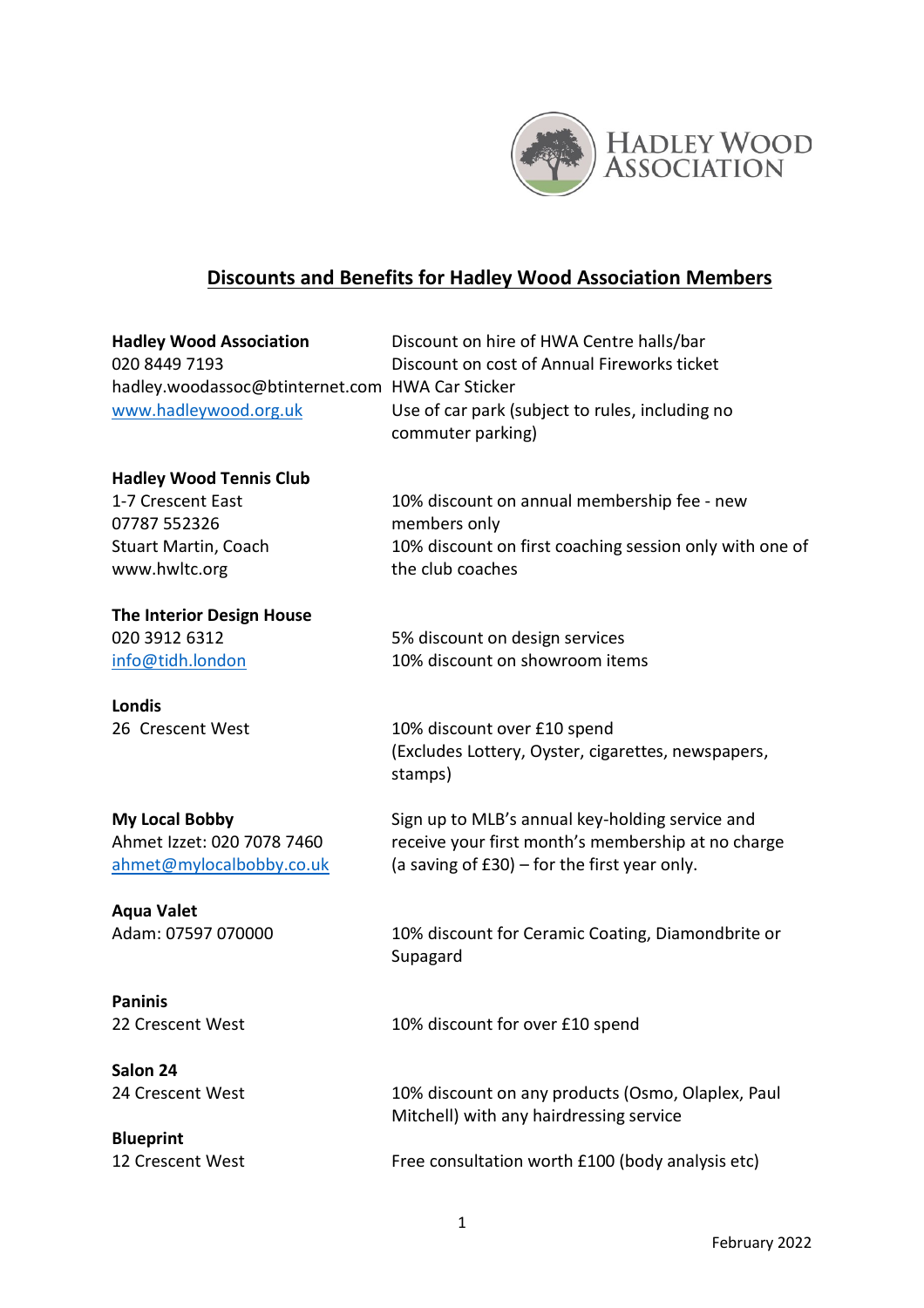## Discounts and Benefits for Hadley Wood Association Members

| | |
|---|---|
| **Hadley Wood Association**<br>020 8449 7193<br>hadley.woodassoc@btinternet.com<br>www.hadleywood.org.uk | Discount on hire of HWA Centre halls/bar<br>Discount on cost of Annual Fireworks ticket<br>HWA Car Sticker<br>Use of car park (subject to rules, including no commuter parking) |
| **Hadley Wood Tennis Club**<br>1-7 Crescent East<br>07787 552326<br>Stuart Martin, Coach<br>www.hwltc.org | 10% discount on annual membership fee - new members only<br>10% discount on first coaching session only with one of the club coaches |
| **The Interior Design House**<br>020 3912 6312<br>info@tidh.london | 5% discount on design services<br>10% discount on showroom items |
| **Londis**<br>26 Crescent West | 10% discount over £10 spend<br>(Excludes Lottery, Oyster, cigarettes, newspapers, stamps) |
| **My Local Bobby**<br>Ahmet Izzet: 020 7078 7460<br>ahmet@mylocalbobby.co.uk | Sign up to MLB's annual key-holding service and receive your first month's membership at no charge (a saving of £30) – for the first year only. |
| **Aqua Valet**<br>Adam: 07597 070000 | 10% discount for Ceramic Coating, Diamondbrite or Supagard |
| **Paninis**<br>22 Crescent West | 10% discount for over £10 spend |
| **Salon 24**<br>24 Crescent West | 10% discount on any products (Osmo, Olaplex, Paul Mitchell) with any hairdressing service |
| **Blueprint**<br>12 Crescent West | Free consultation worth £100 (body analysis etc) |

February 2022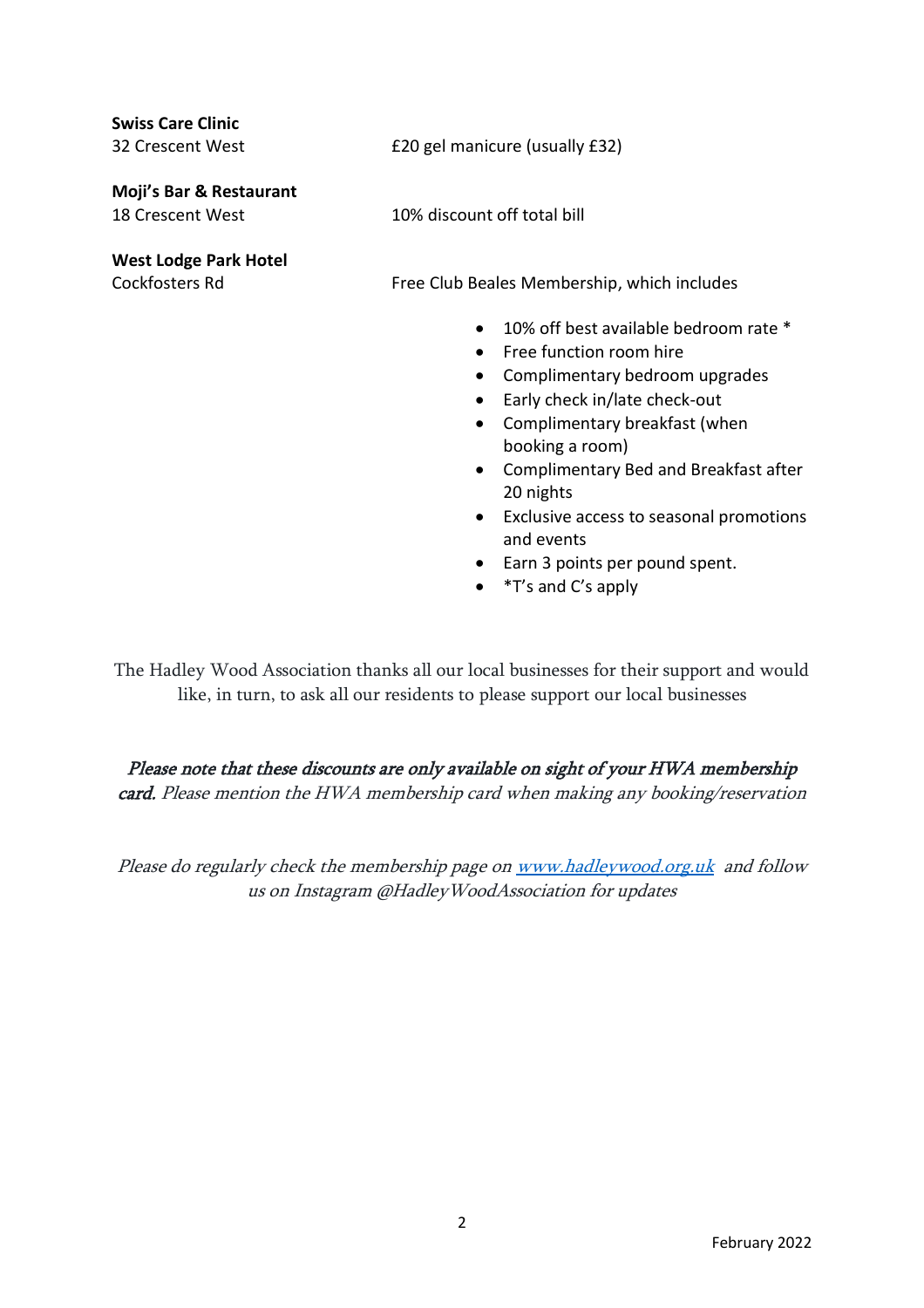**Swiss Care Clinic**
32 Crescent West

£20 gel manicure (usually £32)

**Moji's Bar & Restaurant**
18 Crescent West

10% discount off total bill

**West Lodge Park Hotel**
Cockfosters Rd

Free Club Beales Membership, which includes

- 10% off best available bedroom rate *
- Free function room hire
- Complimentary bedroom upgrades
- Early check in/late check-out
- Complimentary breakfast (when booking a room)
- Complimentary Bed and Breakfast after 20 nights
- Exclusive access to seasonal promotions and events
- Earn 3 points per pound spent.
- *T's and C's apply

The Hadley Wood Association thanks all our local businesses for their support and would like, in turn, to ask all our residents to please support our local businesses

*Please note that these discounts are only available on sight of your HWA membership card. Please mention the HWA membership card when making any booking/reservation*

*Please do regularly check the membership page on [www.hadleywood.org.uk](http://www.hadleywood.org.uk) and follow us on Instagram @HadleyWoodAssociation for updates*

February 2022